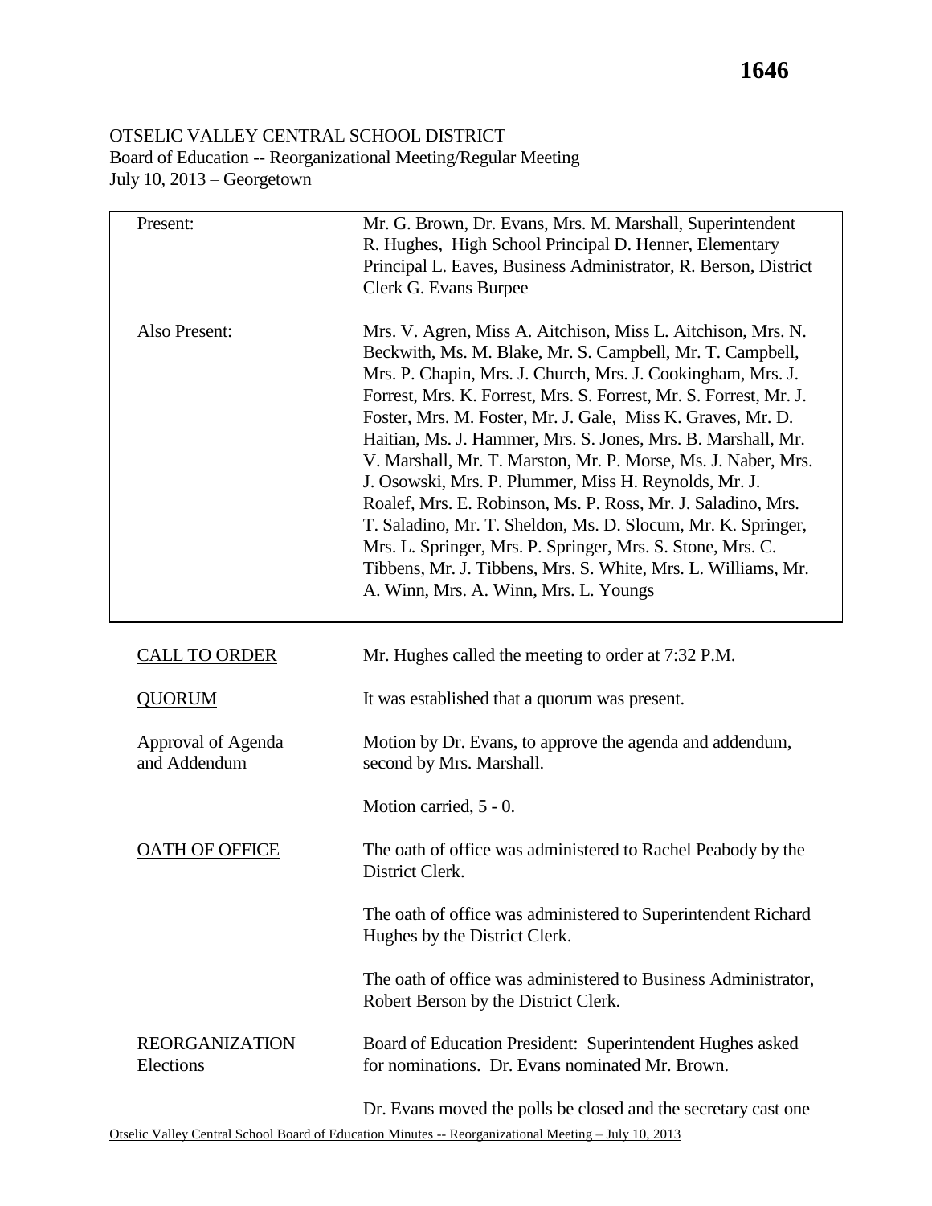# OTSELIC VALLEY CENTRAL SCHOOL DISTRICT

Board of Education -- Reorganizational Meeting/Regular Meeting
July 10, 2013 – Georgetown

| | |
|---|---|
| Present: | Mr. G. Brown, Dr. Evans, Mrs. M. Marshall, Superintendent R. Hughes, High School Principal D. Henner, Elementary Principal L. Eaves, Business Administrator, R. Berson, District Clerk G. Evans Burpee |
| Also Present: | Mrs. V. Agren, Miss A. Aitchison, Miss L. Aitchison, Mrs. N. Beckwith, Ms. M. Blake, Mr. S. Campbell, Mr. T. Campbell, Mrs. P. Chapin, Mrs. J. Church, Mrs. J. Cookingham, Mrs. J. Forrest, Mrs. K. Forrest, Mrs. S. Forrest, Mr. S. Forrest, Mr. J. Foster, Mrs. M. Foster, Mr. J. Gale, Miss K. Graves, Mr. D. Haitian, Ms. J. Hammer, Mrs. S. Jones, Mrs. B. Marshall, Mr. V. Marshall, Mr. T. Marston, Mr. P. Morse, Ms. J. Naber, Mrs. J. Osowski, Mrs. P. Plummer, Miss H. Reynolds, Mr. J. Roalef, Mrs. E. Robinson, Ms. P. Ross, Mr. J. Saladino, Mrs. T. Saladino, Mr. T. Sheldon, Ms. D. Slocum, Mr. K. Springer, Mrs. L. Springer, Mrs. P. Springer, Mrs. S. Stone, Mrs. C. Tibbens, Mr. J. Tibbens, Mrs. S. White, Mrs. L. Williams, Mr. A. Winn, Mrs. A. Winn, Mrs. L. Youngs |

**CALL TO ORDER**

Mr. Hughes called the meeting to order at 7:32 P.M.

**QUORUM**

It was established that a quorum was present.

**Approval of Agenda and Addendum**

Motion by Dr. Evans, to approve the agenda and addendum, second by Mrs. Marshall.

Motion carried, 5 - 0.

**OATH OF OFFICE**

The oath of office was administered to Rachel Peabody by the District Clerk.

The oath of office was administered to Superintendent Richard Hughes by the District Clerk.

The oath of office was administered to Business Administrator, Robert Berson by the District Clerk.

**REORGANIZATION Elections**

Board of Education President: Superintendent Hughes asked for nominations. Dr. Evans nominated Mr. Brown.

Dr. Evans moved the polls be closed and the secretary cast one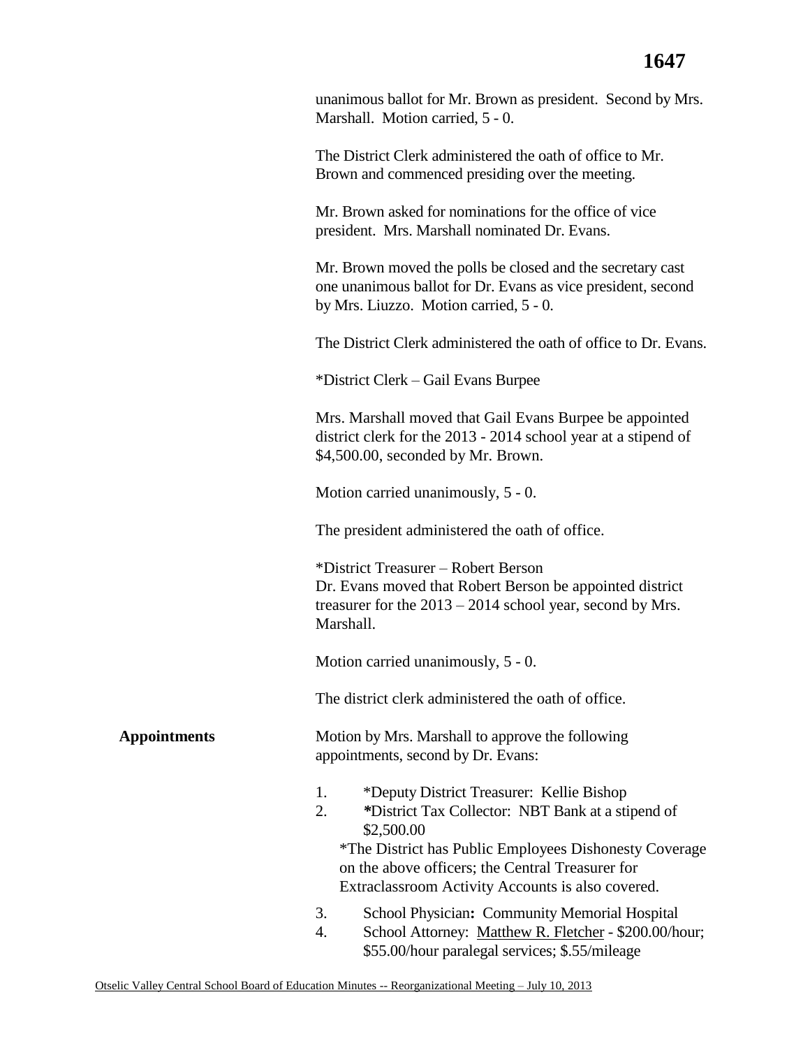unanimous ballot for Mr. Brown as president. Second by Mrs. Marshall. Motion carried, 5 - 0.

The District Clerk administered the oath of office to Mr. Brown and commenced presiding over the meeting.

Mr. Brown asked for nominations for the office of vice president. Mrs. Marshall nominated Dr. Evans.

Mr. Brown moved the polls be closed and the secretary cast one unanimous ballot for Dr. Evans as vice president, second by Mrs. Liuzzo. Motion carried, 5 - 0.

The District Clerk administered the oath of office to Dr. Evans.

*District Clerk – Gail Evans Burpee

Mrs. Marshall moved that Gail Evans Burpee be appointed district clerk for the 2013 - 2014 school year at a stipend of $4,500.00, seconded by Mr. Brown.

Motion carried unanimously, 5 - 0.

The president administered the oath of office.

*District Treasurer – Robert Berson
Dr. Evans moved that Robert Berson be appointed district treasurer for the 2013 – 2014 school year, second by Mrs. Marshall.

Motion carried unanimously, 5 - 0.

The district clerk administered the oath of office.

**Appointments**

Motion by Mrs. Marshall to approve the following appointments, second by Dr. Evans:

1. *Deputy District Treasurer: Kellie Bishop
2. *District Tax Collector: NBT Bank at a stipend of $2,500.00

   *The District has Public Employees Dishonesty Coverage on the above officers; the Central Treasurer for Extraclassroom Activity Accounts is also covered.

3. School Physician**:** Community Memorial Hospital
4. School Attorney: Matthew R. Fletcher - $200.00/hour; $55.00/hour paralegal services; $.55/mileage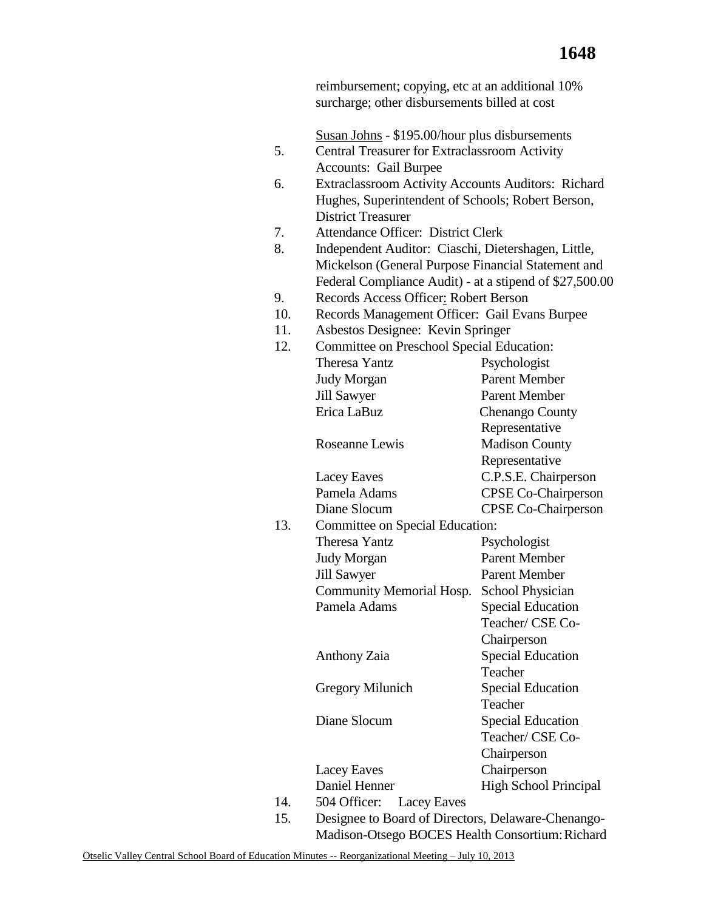reimbursement; copying, etc at an additional 10% surcharge; other disbursements billed at cost

Susan Johns - $195.00/hour plus disbursements

5. Central Treasurer for Extraclassroom Activity Accounts: Gail Burpee
6. Extraclassroom Activity Accounts Auditors: Richard Hughes, Superintendent of Schools; Robert Berson, District Treasurer
7. Attendance Officer: District Clerk
8. Independent Auditor: Ciaschi, Dietershagen, Little, Mickelson (General Purpose Financial Statement and Federal Compliance Audit) - at a stipend of $27,500.00
9. Records Access Officer: Robert Berson
10. Records Management Officer: Gail Evans Burpee
11. Asbestos Designee: Kevin Springer
12. Committee on Preschool Special Education:

| | |
|---|---|
| Theresa Yantz | Psychologist |
| Judy Morgan | Parent Member |
| Jill Sawyer | Parent Member |
| Erica LaBuz | Chenango County Representative |
| Roseanne Lewis | Madison County Representative |
| Lacey Eaves | C.P.S.E. Chairperson |
| Pamela Adams | CPSE Co-Chairperson |
| Diane Slocum | CPSE Co-Chairperson |

13. Committee on Special Education:

| | |
|---|---|
| Theresa Yantz | Psychologist |
| Judy Morgan | Parent Member |
| Jill Sawyer | Parent Member |
| Community Memorial Hosp. | School Physician |
| Pamela Adams | Special Education Teacher/ CSE Co-Chairperson |
| Anthony Zaia | Special Education Teacher |
| Gregory Milunich | Special Education Teacher |
| Diane Slocum | Special Education Teacher/ CSE Co-Chairperson |
| Lacey Eaves | Chairperson |
| Daniel Henner | High School Principal |

14. 504 Officer: Lacey Eaves
15. Designee to Board of Directors, Delaware-Chenango-Madison-Otsego BOCES Health Consortium: Richard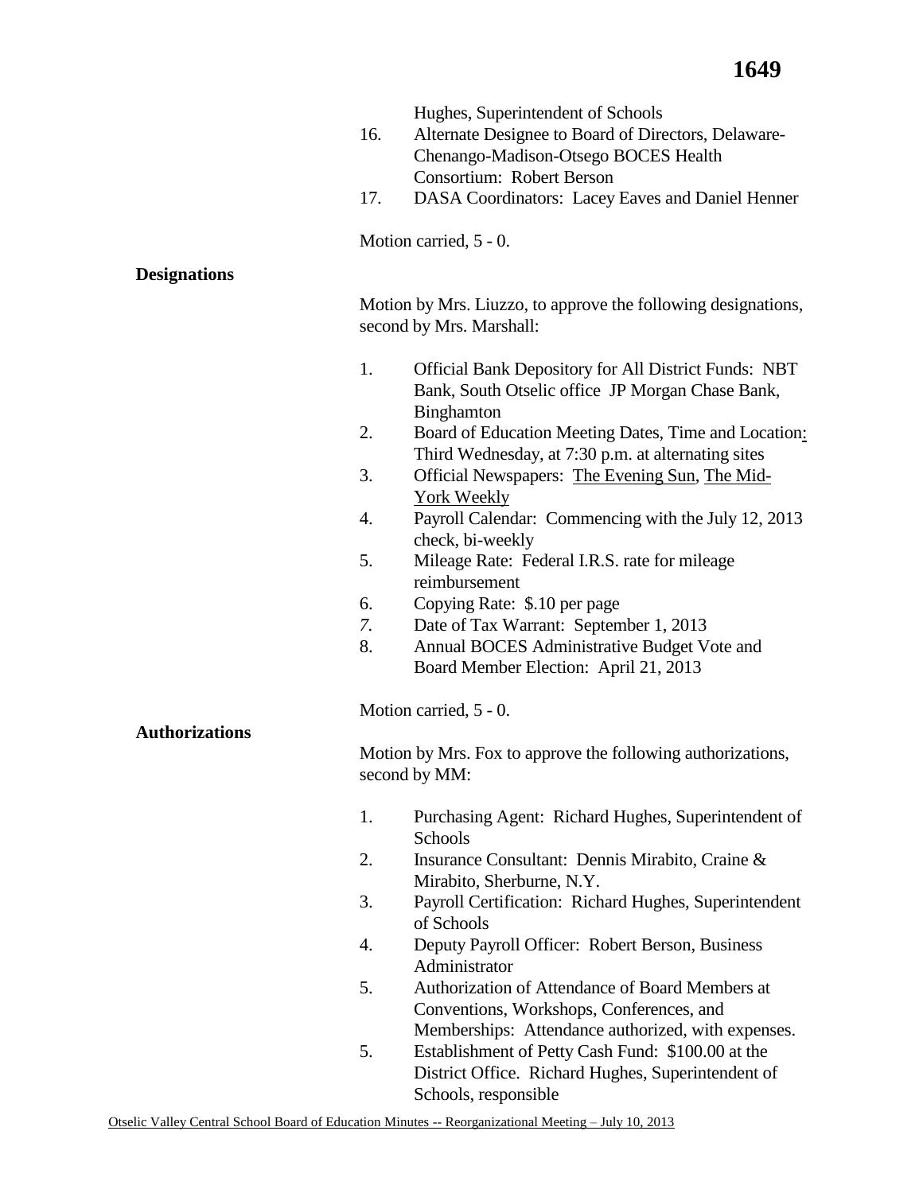Hughes, Superintendent of Schools

16. Alternate Designee to Board of Directors, Delaware-Chenango-Madison-Otsego BOCES Health Consortium: Robert Berson
17. DASA Coordinators: Lacey Eaves and Daniel Henner

Motion carried, 5 - 0.

**Designations**

Motion by Mrs. Liuzzo, to approve the following designations, second by Mrs. Marshall:

1. Official Bank Depository for All District Funds: NBT Bank, South Otselic office JP Morgan Chase Bank, Binghamton
2. Board of Education Meeting Dates, Time and Location: Third Wednesday, at 7:30 p.m. at alternating sites
3. Official Newspapers: The Evening Sun, The Mid-York Weekly
4. Payroll Calendar: Commencing with the July 12, 2013 check, bi-weekly
5. Mileage Rate: Federal I.R.S. rate for mileage reimbursement
6. Copying Rate: $.10 per page
7. Date of Tax Warrant: September 1, 2013
8. Annual BOCES Administrative Budget Vote and Board Member Election: April 21, 2013

Motion carried, 5 - 0.

**Authorizations**

Motion by Mrs. Fox to approve the following authorizations, second by MM:

1. Purchasing Agent: Richard Hughes, Superintendent of Schools
2. Insurance Consultant: Dennis Mirabito, Craine & Mirabito, Sherburne, N.Y.
3. Payroll Certification: Richard Hughes, Superintendent of Schools
4. Deputy Payroll Officer: Robert Berson, Business Administrator
5. Authorization of Attendance of Board Members at Conventions, Workshops, Conferences, and Memberships: Attendance authorized, with expenses.
5. Establishment of Petty Cash Fund: $100.00 at the District Office. Richard Hughes, Superintendent of Schools, responsible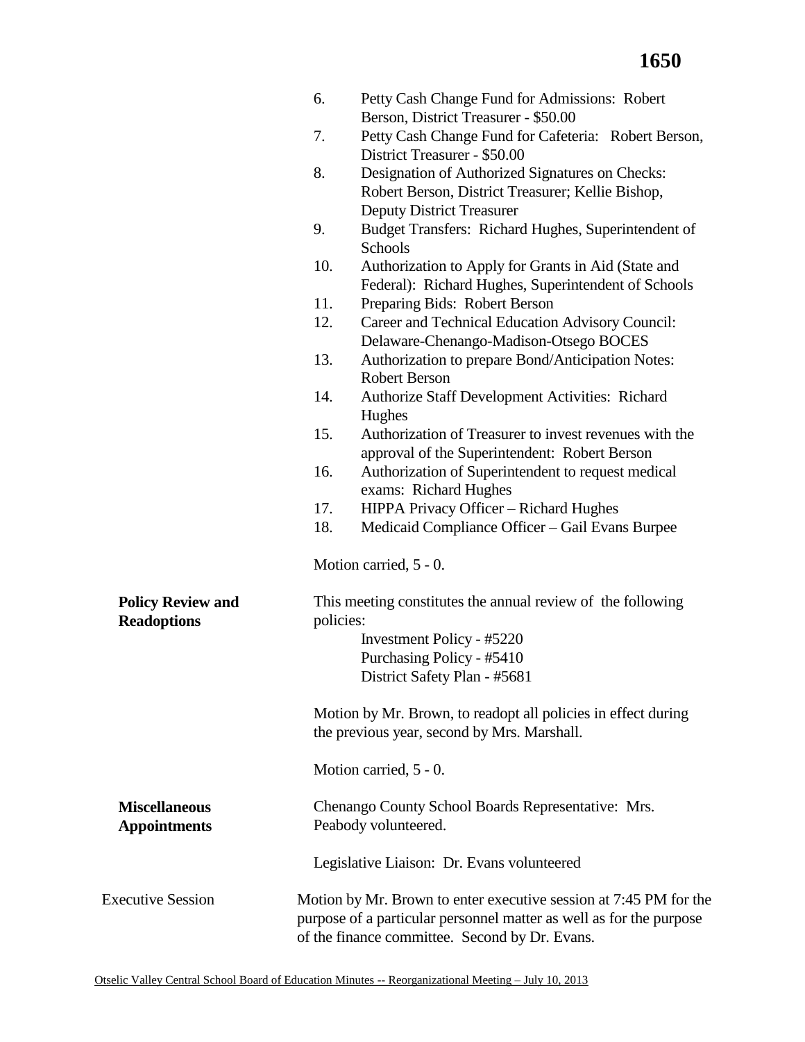6. Petty Cash Change Fund for Admissions: Robert Berson, District Treasurer - $50.00
7. Petty Cash Change Fund for Cafeteria: Robert Berson, District Treasurer - $50.00
8. Designation of Authorized Signatures on Checks: Robert Berson, District Treasurer; Kellie Bishop, Deputy District Treasurer
9. Budget Transfers: Richard Hughes, Superintendent of Schools
10. Authorization to Apply for Grants in Aid (State and Federal): Richard Hughes, Superintendent of Schools
11. Preparing Bids: Robert Berson
12. Career and Technical Education Advisory Council: Delaware-Chenango-Madison-Otsego BOCES
13. Authorization to prepare Bond/Anticipation Notes: Robert Berson
14. Authorize Staff Development Activities: Richard Hughes
15. Authorization of Treasurer to invest revenues with the approval of the Superintendent: Robert Berson
16. Authorization of Superintendent to request medical exams: Richard Hughes
17. HIPPA Privacy Officer – Richard Hughes
18. Medicaid Compliance Officer – Gail Evans Burpee

Motion carried, 5 - 0.

**Policy Review and Readoptions**

This meeting constitutes the annual review of the following policies:

Investment Policy - #5220
Purchasing Policy - #5410
District Safety Plan - #5681

Motion by Mr. Brown, to readopt all policies in effect during the previous year, second by Mrs. Marshall.

Motion carried, 5 - 0.

**Miscellaneous Appointments**

Chenango County School Boards Representative: Mrs. Peabody volunteered.

Legislative Liaison: Dr. Evans volunteered

Executive Session

Motion by Mr. Brown to enter executive session at 7:45 PM for the purpose of a particular personnel matter as well as for the purpose of the finance committee. Second by Dr. Evans.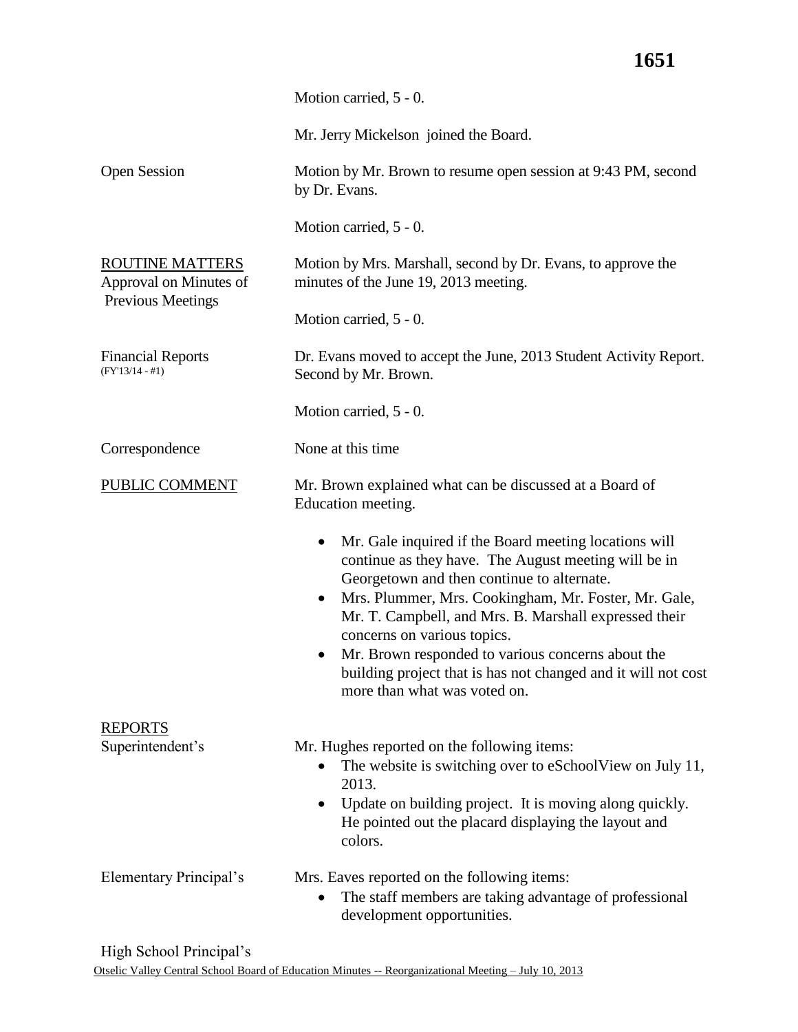Motion carried, 5 - 0.

Mr. Jerry Mickelson joined the Board.

Open Session

Motion by Mr. Brown to resume open session at 9:43 PM, second by Dr. Evans.

Motion carried, 5 - 0.

ROUTINE MATTERS
Approval on Minutes of Previous Meetings

Motion by Mrs. Marshall, second by Dr. Evans, to approve the minutes of the June 19, 2013 meeting.

Motion carried, 5 - 0.

Financial Reports
(FY'13/14 - #1)

Dr. Evans moved to accept the June, 2013 Student Activity Report. Second by Mr. Brown.

Motion carried, 5 - 0.

Correspondence

None at this time

PUBLIC COMMENT

Mr. Brown explained what can be discussed at a Board of Education meeting.

- Mr. Gale inquired if the Board meeting locations will continue as they have. The August meeting will be in Georgetown and then continue to alternate.
- Mrs. Plummer, Mrs. Cookingham, Mr. Foster, Mr. Gale, Mr. T. Campbell, and Mrs. B. Marshall expressed their concerns on various topics.
- Mr. Brown responded to various concerns about the building project that is has not changed and it will not cost more than what was voted on.

REPORTS
Superintendent's

Mr. Hughes reported on the following items:

- The website is switching over to eSchoolView on July 11, 2013.
- Update on building project. It is moving along quickly. He pointed out the placard displaying the layout and colors.

Elementary Principal's

Mrs. Eaves reported on the following items:

- The staff members are taking advantage of professional development opportunities.

High School Principal's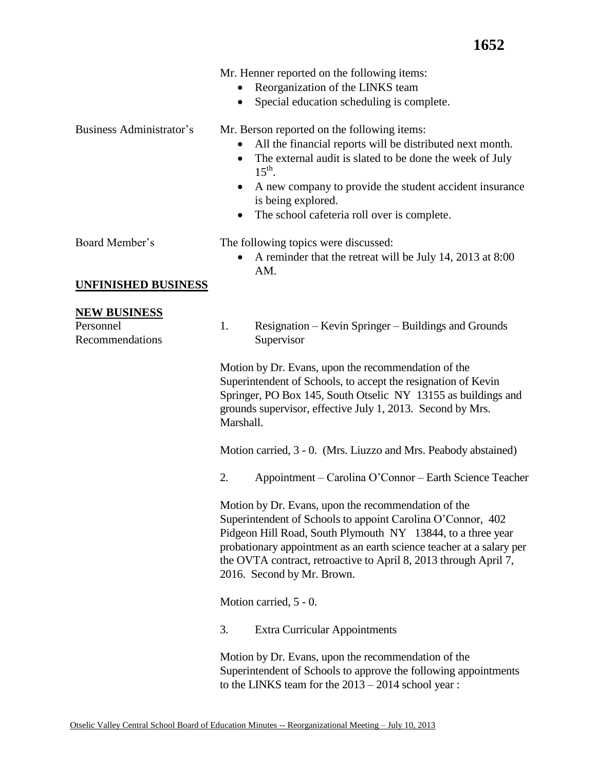Mr. Henner reported on the following items:

- Reorganization of the LINKS team
- Special education scheduling is complete.

Business Administrator's

Mr. Berson reported on the following items:

- All the financial reports will be distributed next month.
- The external audit is slated to be done the week of July 15th.
- A new company to provide the student accident insurance is being explored.
- The school cafeteria roll over is complete.

Board Member's

The following topics were discussed:

- A reminder that the retreat will be July 14, 2013 at 8:00 AM.

## UNFINISHED BUSINESS

## NEW BUSINESS

Personnel Recommendations

1. Resignation – Kevin Springer – Buildings and Grounds Supervisor

Motion by Dr. Evans, upon the recommendation of the Superintendent of Schools, to accept the resignation of Kevin Springer, PO Box 145, South Otselic NY 13155 as buildings and grounds supervisor, effective July 1, 2013. Second by Mrs. Marshall.

Motion carried, 3 - 0. (Mrs. Liuzzo and Mrs. Peabody abstained)

2. Appointment – Carolina O'Connor – Earth Science Teacher

Motion by Dr. Evans, upon the recommendation of the Superintendent of Schools to appoint Carolina O'Connor, 402 Pidgeon Hill Road, South Plymouth NY 13844, to a three year probationary appointment as an earth science teacher at a salary per the OVTA contract, retroactive to April 8, 2013 through April 7, 2016. Second by Mr. Brown.

Motion carried, 5 - 0.

3. Extra Curricular Appointments

Motion by Dr. Evans, upon the recommendation of the Superintendent of Schools to approve the following appointments to the LINKS team for the 2013 – 2014 school year :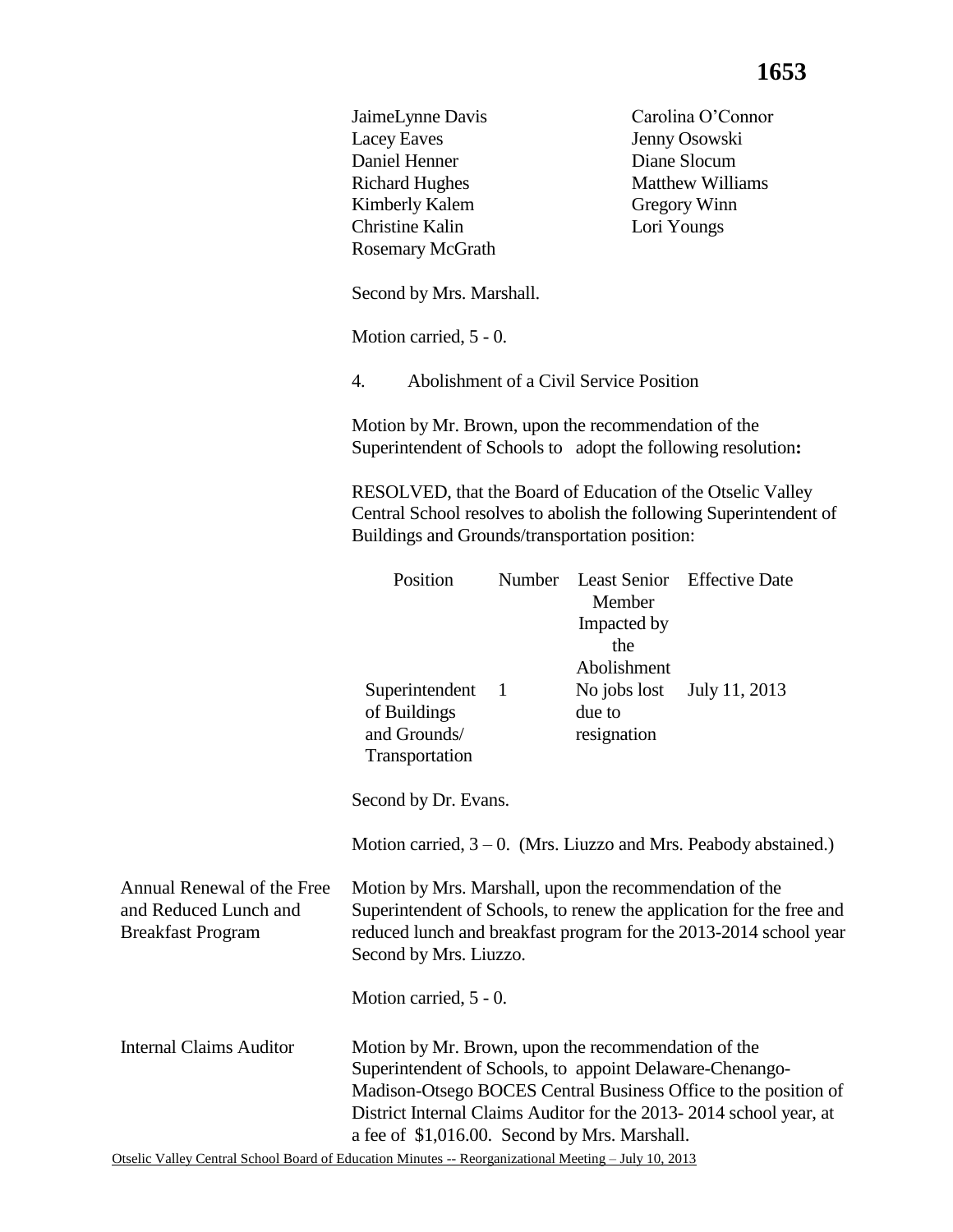JaimeLynne Davis
Lacey Eaves
Daniel Henner
Richard Hughes
Kimberly Kalem
Christine Kalin
Rosemary McGrath
Carolina O'Connor
Jenny Osowski
Diane Slocum
Matthew Williams
Gregory Winn
Lori Youngs

Second by Mrs. Marshall.

Motion carried, 5 - 0.

4. Abolishment of a Civil Service Position

Motion by Mr. Brown, upon the recommendation of the Superintendent of Schools to adopt the following resolution**:**

RESOLVED, that the Board of Education of the Otselic Valley Central School resolves to abolish the following Superintendent of Buildings and Grounds/transportation position:

| Position | Number | Least Senior Member Impacted by the Abolishment | Effective Date |
|---|---|---|---|
| Superintendent of Buildings and Grounds/ Transportation | 1 | No jobs lost due to resignation | July 11, 2013 |

Second by Dr. Evans.

Motion carried, 3 – 0. (Mrs. Liuzzo and Mrs. Peabody abstained.)

**Annual Renewal of the Free and Reduced Lunch and Breakfast Program**

Motion by Mrs. Marshall, upon the recommendation of the Superintendent of Schools, to renew the application for the free and reduced lunch and breakfast program for the 2013-2014 school year Second by Mrs. Liuzzo.

Motion carried, 5 - 0.

**Internal Claims Auditor**

Motion by Mr. Brown, upon the recommendation of the Superintendent of Schools, to appoint Delaware-Chenango-Madison-Otsego BOCES Central Business Office to the position of District Internal Claims Auditor for the 2013- 2014 school year, at a fee of $1,016.00. Second by Mrs. Marshall.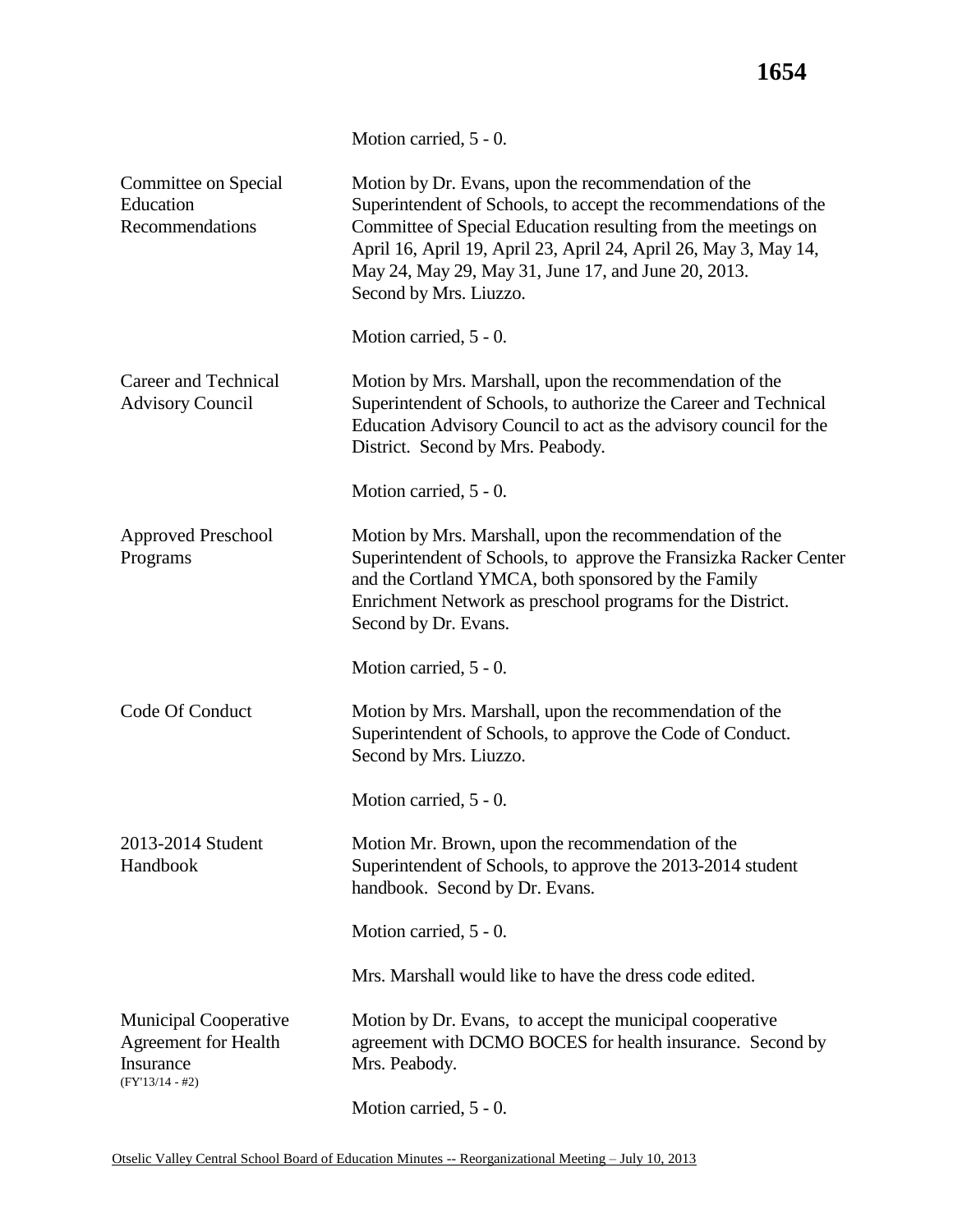Motion carried, 5 - 0.

**Committee on Special Education Recommendations**

Motion by Dr. Evans, upon the recommendation of the Superintendent of Schools, to accept the recommendations of the Committee of Special Education resulting from the meetings on April 16, April 19, April 23, April 24, April 26, May 3, May 14, May 24, May 29, May 31, June 17, and June 20, 2013. Second by Mrs. Liuzzo.

Motion carried, 5 - 0.

**Career and Technical Advisory Council**

Motion by Mrs. Marshall, upon the recommendation of the Superintendent of Schools, to authorize the Career and Technical Education Advisory Council to act as the advisory council for the District. Second by Mrs. Peabody.

Motion carried, 5 - 0.

**Approved Preschool Programs**

Motion by Mrs. Marshall, upon the recommendation of the Superintendent of Schools, to approve the Fransizka Racker Center and the Cortland YMCA, both sponsored by the Family Enrichment Network as preschool programs for the District. Second by Dr. Evans.

Motion carried, 5 - 0.

**Code Of Conduct**

Motion by Mrs. Marshall, upon the recommendation of the Superintendent of Schools, to approve the Code of Conduct. Second by Mrs. Liuzzo.

Motion carried, 5 - 0.

**2013-2014 Student Handbook**

Motion Mr. Brown, upon the recommendation of the Superintendent of Schools, to approve the 2013-2014 student handbook. Second by Dr. Evans.

Motion carried, 5 - 0.

Mrs. Marshall would like to have the dress code edited.

**Municipal Cooperative Agreement for Health Insurance**
(FY'13/14 - #2)

Motion by Dr. Evans, to accept the municipal cooperative agreement with DCMO BOCES for health insurance. Second by Mrs. Peabody.

Motion carried, 5 - 0.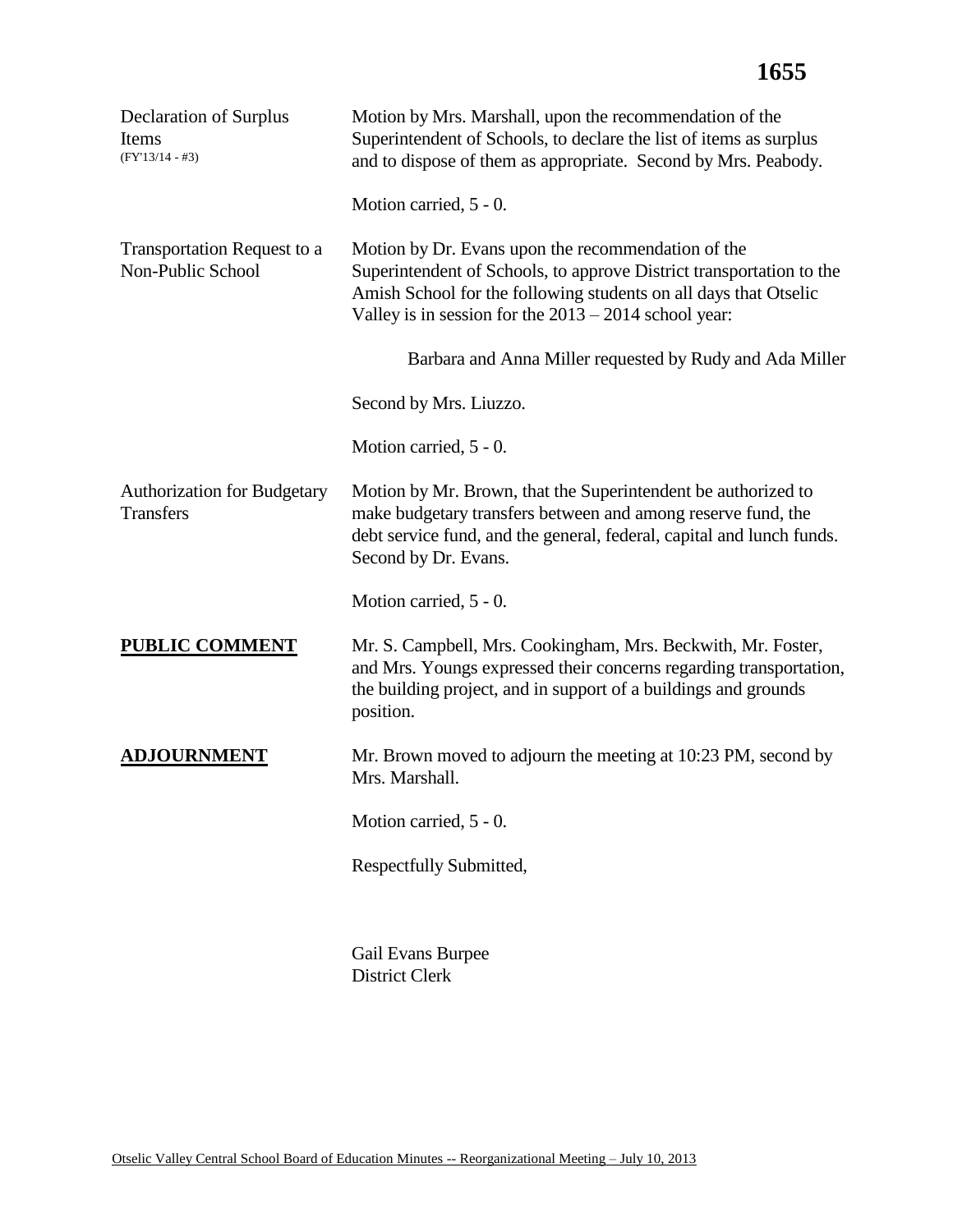**Declaration of Surplus Items** (FY'13/14 - #3)

Motion by Mrs. Marshall, upon the recommendation of the Superintendent of Schools, to declare the list of items as surplus and to dispose of them as appropriate. Second by Mrs. Peabody.

Motion carried, 5 - 0.

**Transportation Request to a Non-Public School**

Motion by Dr. Evans upon the recommendation of the Superintendent of Schools, to approve District transportation to the Amish School for the following students on all days that Otselic Valley is in session for the 2013 – 2014 school year:

Barbara and Anna Miller requested by Rudy and Ada Miller

Second by Mrs. Liuzzo.

Motion carried, 5 - 0.

**Authorization for Budgetary Transfers**

Motion by Mr. Brown, that the Superintendent be authorized to make budgetary transfers between and among reserve fund, the debt service fund, and the general, federal, capital and lunch funds. Second by Dr. Evans.

Motion carried, 5 - 0.

## PUBLIC COMMENT

Mr. S. Campbell, Mrs. Cookingham, Mrs. Beckwith, Mr. Foster, and Mrs. Youngs expressed their concerns regarding transportation, the building project, and in support of a buildings and grounds position.

## ADJOURNMENT

Mr. Brown moved to adjourn the meeting at 10:23 PM, second by Mrs. Marshall.

Motion carried, 5 - 0.

Respectfully Submitted,

Gail Evans Burpee
District Clerk